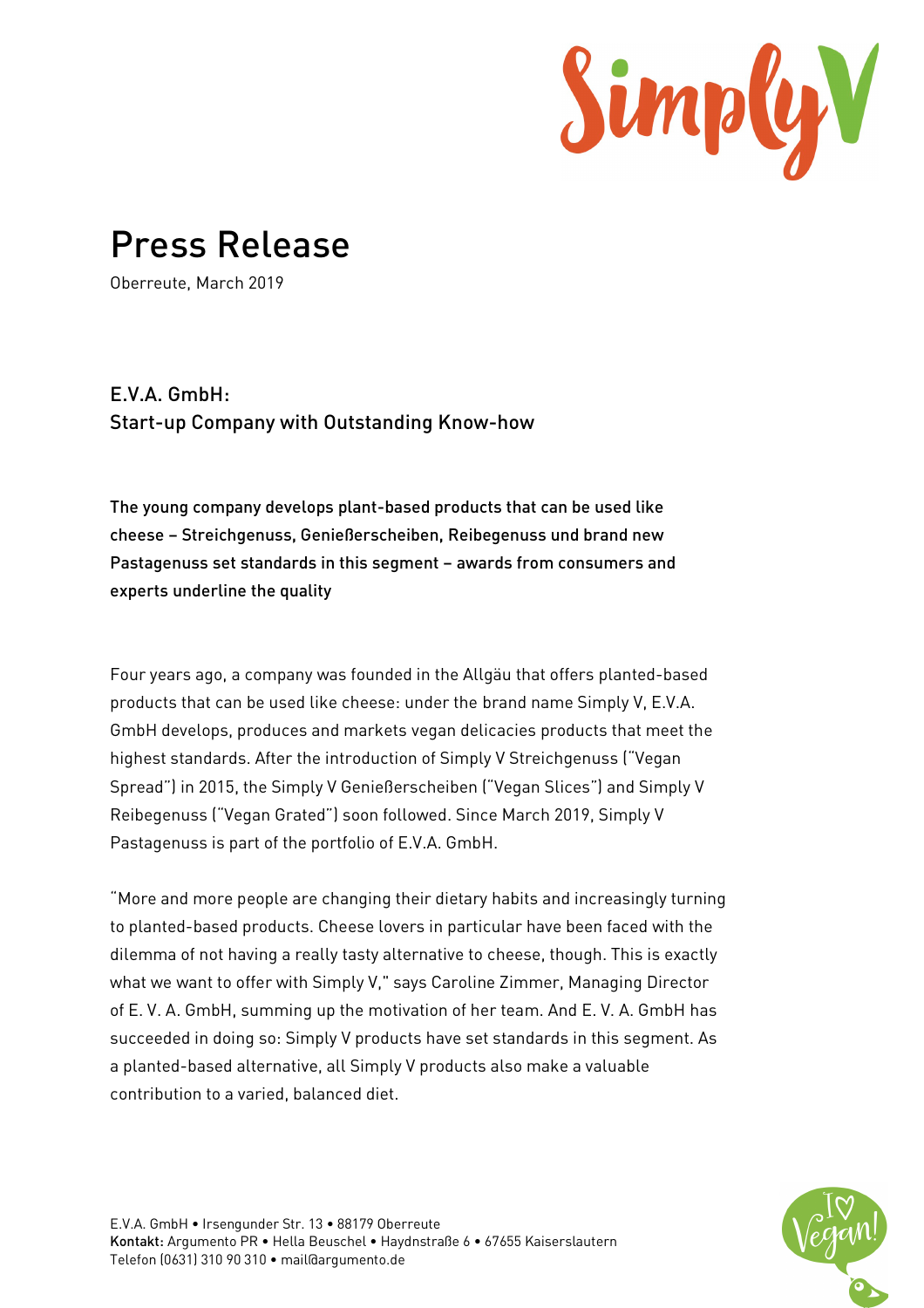# Press Release

Oberreute, March 2019

## E.V.A. GmbH:
## Start-up Company with Outstanding Know-how

**The young company develops plant-based products that can be used like cheese – Streichgenuss, Genießerscheiben, Reibegenuss und brand new Pastagenuss set standards in this segment – awards from consumers and experts underline the quality**

Four years ago, a company was founded in the Allgäu that offers planted-based products that can be used like cheese: under the brand name Simply V, E.V.A. GmbH develops, produces and markets vegan delicacies products that meet the highest standards. After the introduction of Simply V Streichgenuss ("Vegan Spread") in 2015, the Simply V Genießerscheiben ("Vegan Slices") and Simply V Reibegenuss ("Vegan Grated") soon followed. Since March 2019, Simply V Pastagenuss is part of the portfolio of E.V.A. GmbH.

"More and more people are changing their dietary habits and increasingly turning to planted-based products. Cheese lovers in particular have been faced with the dilemma of not having a really tasty alternative to cheese, though. This is exactly what we want to offer with Simply V," says Caroline Zimmer, Managing Director of E. V. A. GmbH, summing up the motivation of her team. And E. V. A. GmbH has succeeded in doing so: Simply V products have set standards in this segment. As a planted-based alternative, all Simply V products also make a valuable contribution to a varied, balanced diet.

E.V.A. GmbH • Irsengunder Str. 13 • 88179 Oberreute
**Kontakt:** Argumento PR • Hella Beuschel • Haydnstraße 6 • 67655 Kaiserslautern
Telefon (0631) 310 90 310 • mail@argumento.de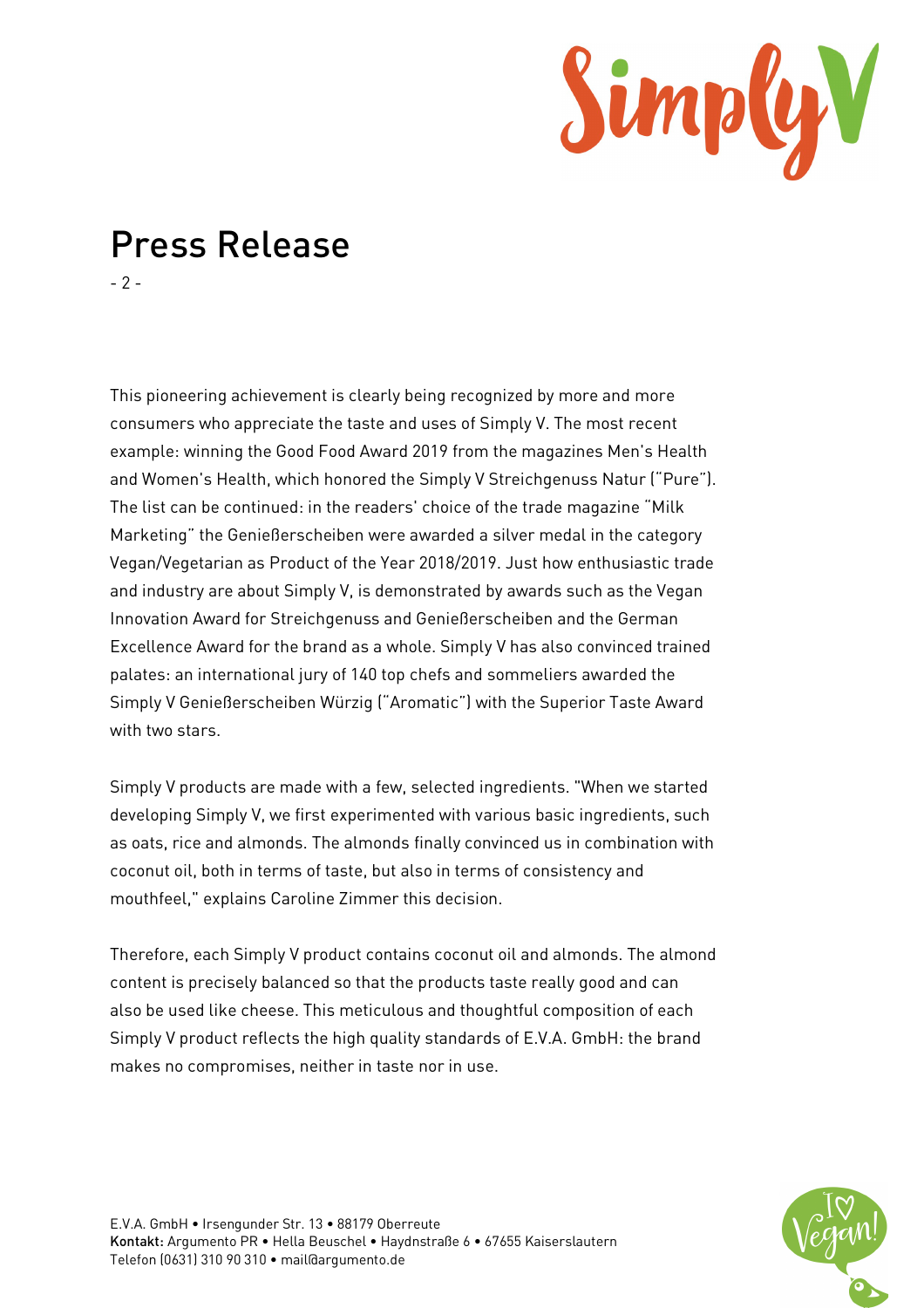# Press Release

This pioneering achievement is clearly being recognized by more and more consumers who appreciate the taste and uses of Simply V. The most recent example: winning the Good Food Award 2019 from the magazines Men's Health and Women's Health, which honored the Simply V Streichgenuss Natur ("Pure"). The list can be continued: in the readers' choice of the trade magazine "Milk Marketing" the Genießerscheiben were awarded a silver medal in the category Vegan/Vegetarian as Product of the Year 2018/2019. Just how enthusiastic trade and industry are about Simply V, is demonstrated by awards such as the Vegan Innovation Award for Streichgenuss and Genießerscheiben and the German Excellence Award for the brand as a whole. Simply V has also convinced trained palates: an international jury of 140 top chefs and sommeliers awarded the Simply V Genießerscheiben Würzig ("Aromatic") with the Superior Taste Award with two stars.

Simply V products are made with a few, selected ingredients. "When we started developing Simply V, we first experimented with various basic ingredients, such as oats, rice and almonds. The almonds finally convinced us in combination with coconut oil, both in terms of taste, but also in terms of consistency and mouthfeel," explains Caroline Zimmer this decision.

Therefore, each Simply V product contains coconut oil and almonds. The almond content is precisely balanced so that the products taste really good and can also be used like cheese. This meticulous and thoughtful composition of each Simply V product reflects the high quality standards of E.V.A. GmbH: the brand makes no compromises, neither in taste nor in use.

E.V.A. GmbH • Irsengunder Str. 13 • 88179 Oberreute
**Kontakt:** Argumento PR • Hella Beuschel • Haydnstraße 6 • 67655 Kaiserslautern
Telefon (0631) 310 90 310 • mail@argumento.de